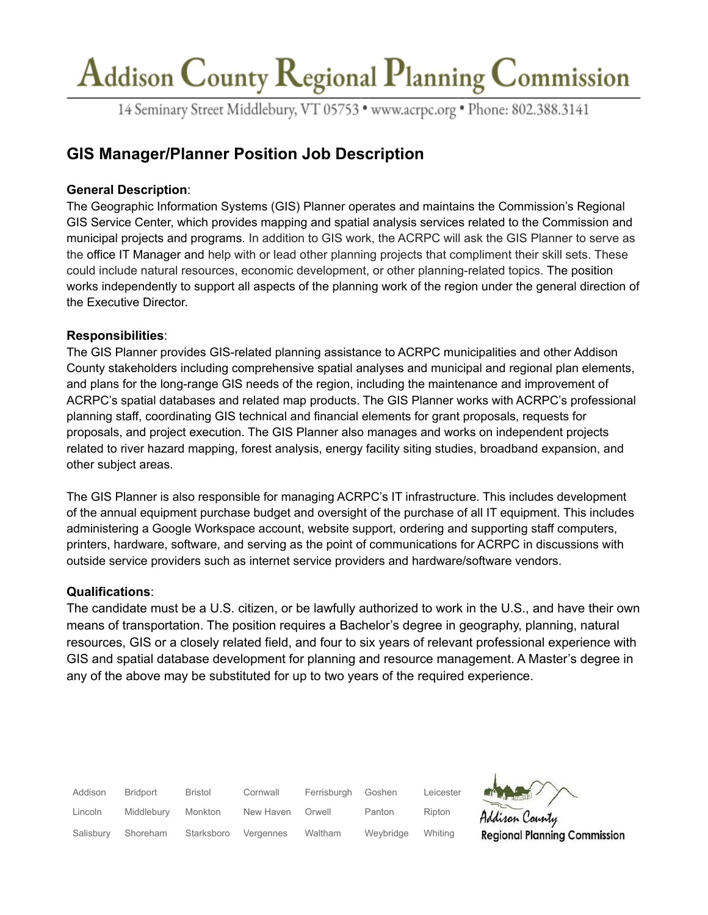# Addison County Regional Planning Commission

14 Seminary Street Middlebury, VT 05753 • www.acrpc.org • Phone: 802.388.3141

## GIS Manager/Planner Position Job Description

**General Description**:

The Geographic Information Systems (GIS) Planner operates and maintains the Commission's Regional GIS Service Center, which provides mapping and spatial analysis services related to the Commission and municipal projects and programs. In addition to GIS work, the ACRPC will ask the GIS Planner to serve as the office IT Manager and help with or lead other planning projects that compliment their skill sets. These could include natural resources, economic development, or other planning-related topics. The position works independently to support all aspects of the planning work of the region under the general direction of the Executive Director.

**Responsibilities**:

The GIS Planner provides GIS-related planning assistance to ACRPC municipalities and other Addison County stakeholders including comprehensive spatial analyses and municipal and regional plan elements, and plans for the long-range GIS needs of the region, including the maintenance and improvement of ACRPC's spatial databases and related map products. The GIS Planner works with ACRPC's professional planning staff, coordinating GIS technical and financial elements for grant proposals, requests for proposals, and project execution. The GIS Planner also manages and works on independent projects related to river hazard mapping, forest analysis, energy facility siting studies, broadband expansion, and other subject areas.

The GIS Planner is also responsible for managing ACRPC's IT infrastructure. This includes development of the annual equipment purchase budget and oversight of the purchase of all IT equipment. This includes administering a Google Workspace account, website support, ordering and supporting staff computers, printers, hardware, software, and serving as the point of communications for ACRPC in discussions with outside service providers such as internet service providers and hardware/software vendors.

**Qualifications**:

The candidate must be a U.S. citizen, or be lawfully authorized to work in the U.S., and have their own means of transportation. The position requires a Bachelor's degree in geography, planning, natural resources, GIS or a closely related field, and four to six years of relevant professional experience with GIS and spatial database development for planning and resource management. A Master's degree in any of the above may be substituted for up to two years of the required experience.

| | | | | | | |
|---|---|---|---|---|---|---|
| Addison | Bridport | Bristol | Cornwall | Ferrisburgh | Goshen | Leicester |
| Lincoln | Middlebury | Monkton | New Haven | Orwell | Panton | Ripton |
| Salisbury | Shoreham | Starksboro | Vergennes | Waltham | Weybridge | Whiting |

Addison County Regional Planning Commission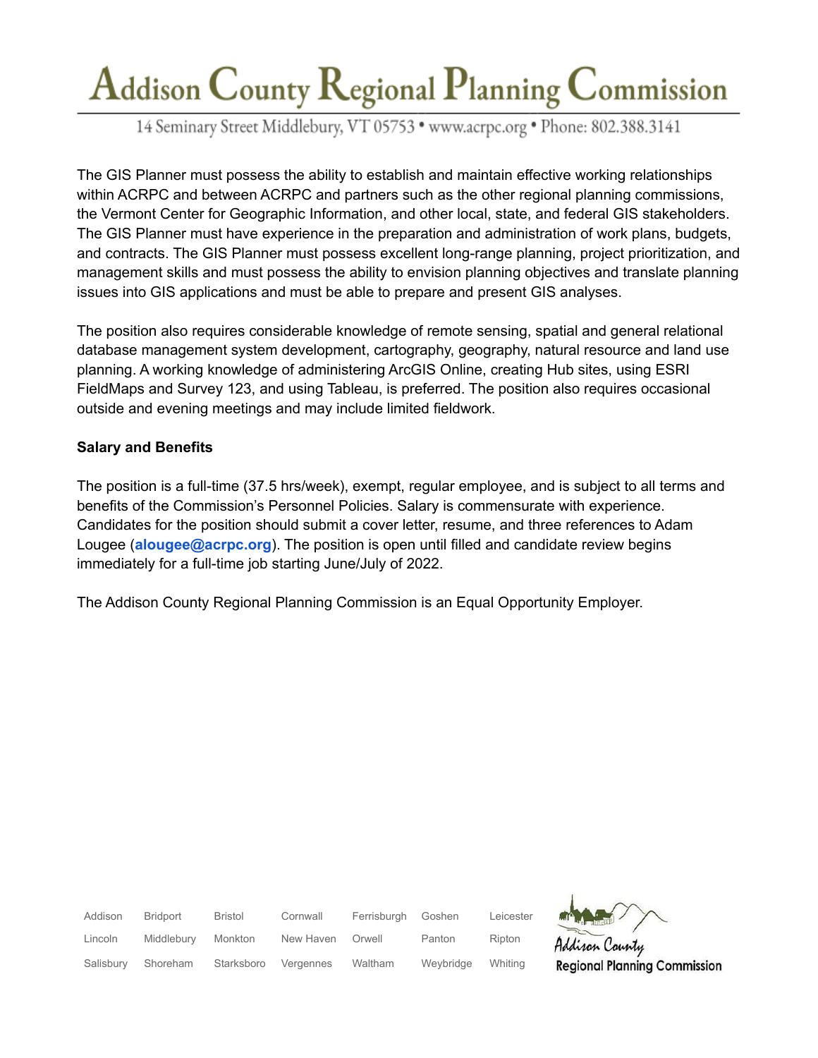The GIS Planner must possess the ability to establish and maintain effective working relationships within ACRPC and between ACRPC and partners such as the other regional planning commissions, the Vermont Center for Geographic Information, and other local, state, and federal GIS stakeholders. The GIS Planner must have experience in the preparation and administration of work plans, budgets, and contracts. The GIS Planner must possess excellent long-range planning, project prioritization, and management skills and must possess the ability to envision planning objectives and translate planning issues into GIS applications and must be able to prepare and present GIS analyses.

The position also requires considerable knowledge of remote sensing, spatial and general relational database management system development, cartography, geography, natural resource and land use planning. A working knowledge of administering ArcGIS Online, creating Hub sites, using ESRI FieldMaps and Survey 123, and using Tableau, is preferred. The position also requires occasional outside and evening meetings and may include limited fieldwork.

**Salary and Benefits**

The position is a full-time (37.5 hrs/week), exempt, regular employee, and is subject to all terms and benefits of the Commission's Personnel Policies. Salary is commensurate with experience. Candidates for the position should submit a cover letter, resume, and three references to Adam Lougee (**alougee@acrpc.org**). The position is open until filled and candidate review begins immediately for a full-time job starting June/July of 2022.

The Addison County Regional Planning Commission is an Equal Opportunity Employer.